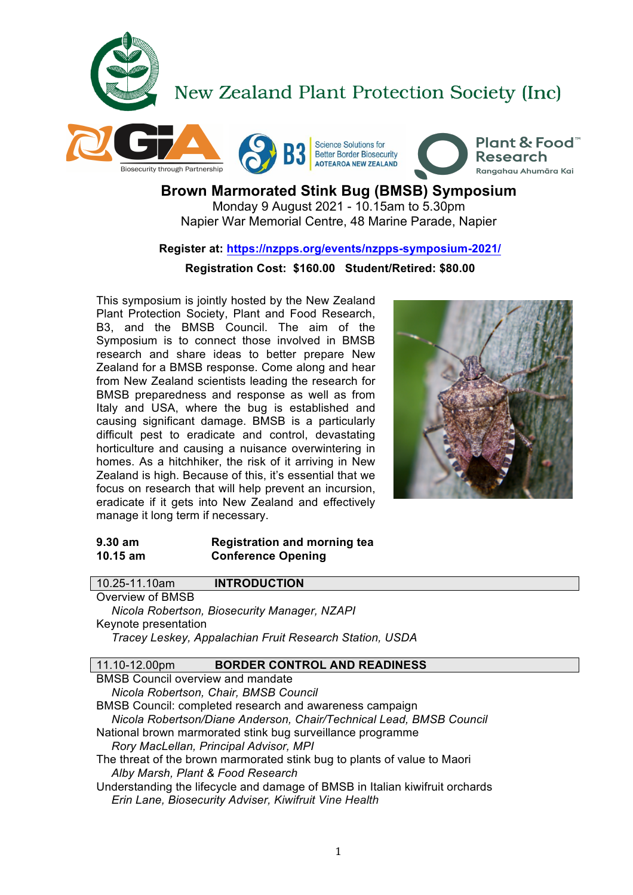New Zealand Plant Protection Society (Inc)

# Brown Marmorated Stink Bug (BMSB) Symposium

Monday 9 August 2021 - 10.15am to 5.30pm
Napier War Memorial Centre, 48 Marine Parade, Napier

**Register at: https://nzpps.org/events/nzpps-symposium-2021/**

**Registration Cost: $160.00 Student/Retired: $80.00**

This symposium is jointly hosted by the New Zealand Plant Protection Society, Plant and Food Research, B3, and the BMSB Council. The aim of the Symposium is to connect those involved in BMSB research and share ideas to better prepare New Zealand for a BMSB response. Come along and hear from New Zealand scientists leading the research for BMSB preparedness and response as well as from Italy and USA, where the bug is established and causing significant damage. BMSB is a particularly difficult pest to eradicate and control, devastating horticulture and causing a nuisance overwintering in homes. As a hitchhiker, the risk of it arriving in New Zealand is high. Because of this, it's essential that we focus on research that will help prevent an incursion, eradicate if it gets into New Zealand and effectively manage it long term if necessary.

**9.30 am** **Registration and morning tea**
**10.15 am** **Conference Opening**

## 10.25-11.10am INTRODUCTION

Overview of BMSB
*Nicola Robertson, Biosecurity Manager, NZAPI*

Keynote presentation
*Tracey Leskey, Appalachian Fruit Research Station, USDA*

## 11.10-12.00pm BORDER CONTROL AND READINESS

BMSB Council overview and mandate
*Nicola Robertson, Chair, BMSB Council*

BMSB Council: completed research and awareness campaign
*Nicola Robertson/Diane Anderson, Chair/Technical Lead, BMSB Council*

National brown marmorated stink bug surveillance programme
*Rory MacLellan, Principal Advisor, MPI*

The threat of the brown marmorated stink bug to plants of value to Maori
*Alby Marsh, Plant & Food Research*

Understanding the lifecycle and damage of BMSB in Italian kiwifruit orchards
*Erin Lane, Biosecurity Adviser, Kiwifruit Vine Health*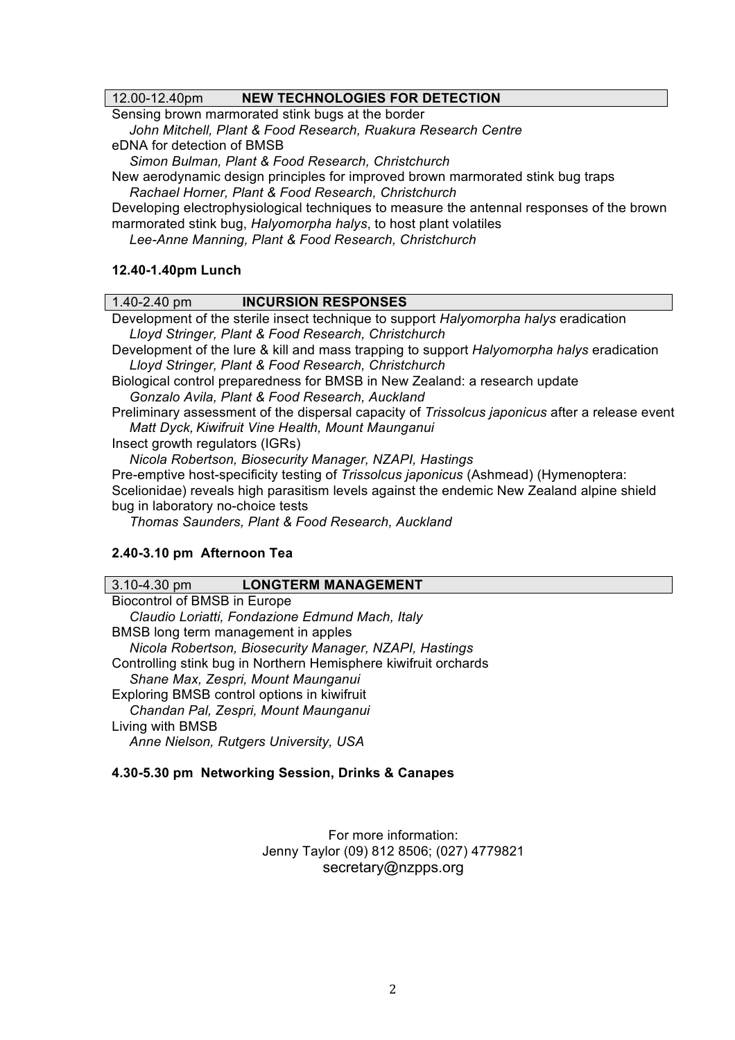### 12.00-12.40pm **NEW TECHNOLOGIES FOR DETECTION**

Sensing brown marmorated stink bugs at the border
*John Mitchell, Plant & Food Research, Ruakura Research Centre*

eDNA for detection of BMSB
*Simon Bulman, Plant & Food Research, Christchurch*

New aerodynamic design principles for improved brown marmorated stink bug traps
*Rachael Horner, Plant & Food Research, Christchurch*

Developing electrophysiological techniques to measure the antennal responses of the brown marmorated stink bug, *Halyomorpha halys*, to host plant volatiles
*Lee-Anne Manning, Plant & Food Research, Christchurch*

**12.40-1.40pm Lunch**

### 1.40-2.40 pm **INCURSION RESPONSES**

Development of the sterile insect technique to support *Halyomorpha halys* eradication
*Lloyd Stringer, Plant & Food Research, Christchurch*

Development of the lure & kill and mass trapping to support *Halyomorpha halys* eradication
*Lloyd Stringer, Plant & Food Research, Christchurch*

Biological control preparedness for BMSB in New Zealand: a research update
*Gonzalo Avila, Plant & Food Research, Auckland*

Preliminary assessment of the dispersal capacity of *Trissolcus japonicus* after a release event
*Matt Dyck, Kiwifruit Vine Health, Mount Maunganui*

Insect growth regulators (IGRs)
*Nicola Robertson, Biosecurity Manager, NZAPI, Hastings*

Pre-emptive host-specificity testing of *Trissolcus japonicus* (Ashmead) (Hymenoptera: Scelionidae) reveals high parasitism levels against the endemic New Zealand alpine shield bug in laboratory no-choice tests
*Thomas Saunders, Plant & Food Research, Auckland*

**2.40-3.10 pm Afternoon Tea**

### 3.10-4.30 pm **LONGTERM MANAGEMENT**

Biocontrol of BMSB in Europe
*Claudio Loriatti, Fondazione Edmund Mach, Italy*

BMSB long term management in apples
*Nicola Robertson, Biosecurity Manager, NZAPI, Hastings*

Controlling stink bug in Northern Hemisphere kiwifruit orchards
*Shane Max, Zespri, Mount Maunganui*

Exploring BMSB control options in kiwifruit
*Chandan Pal, Zespri, Mount Maunganui*

Living with BMSB
*Anne Nielson, Rutgers University, USA*

**4.30-5.30 pm Networking Session, Drinks & Canapes**

For more information:
Jenny Taylor (09) 812 8506; (027) 4779821
secretary@nzpps.org